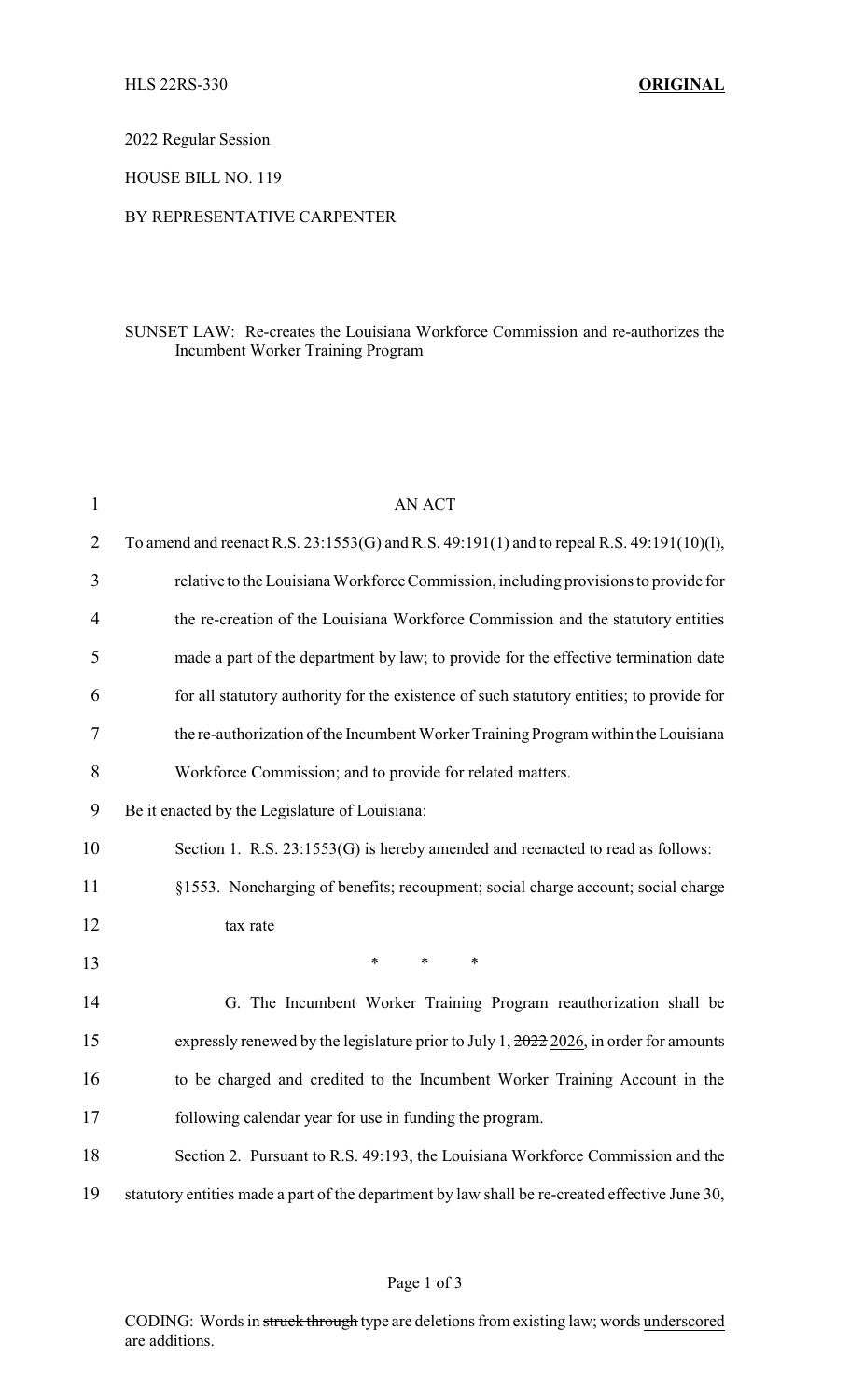HLS 22RS-330 **ORIGINAL**

2022 Regular Session

HOUSE BILL NO. 119

BY REPRESENTATIVE CARPENTER

SUNSET LAW: Re-creates the Louisiana Workforce Commission and re-authorizes the Incumbent Worker Training Program

AN ACT

To amend and reenact R.S. 23:1553(G) and R.S. 49:191(1) and to repeal R.S. 49:191(10)(l), relative to the Louisiana Workforce Commission, including provisions to provide for the re-creation of the Louisiana Workforce Commission and the statutory entities made a part of the department by law; to provide for the effective termination date for all statutory authority for the existence of such statutory entities; to provide for the re-authorization of the Incumbent Worker Training Program within the Louisiana Workforce Commission; and to provide for related matters.

Be it enacted by the Legislature of Louisiana:

Section 1. R.S. 23:1553(G) is hereby amended and reenacted to read as follows:

§1553. Noncharging of benefits; recoupment; social charge account; social charge tax rate

\* \* \*

G. The Incumbent Worker Training Program reauthorization shall be expressly renewed by the legislature prior to July 1, ~~2022~~ <u>2026</u>, in order for amounts to be charged and credited to the Incumbent Worker Training Account in the following calendar year for use in funding the program.

Section 2. Pursuant to R.S. 49:193, the Louisiana Workforce Commission and the statutory entities made a part of the department by law shall be re-created effective June 30,

CODING: Words in ~~struck through~~ type are deletions from existing law; words <u>underscored</u> are additions.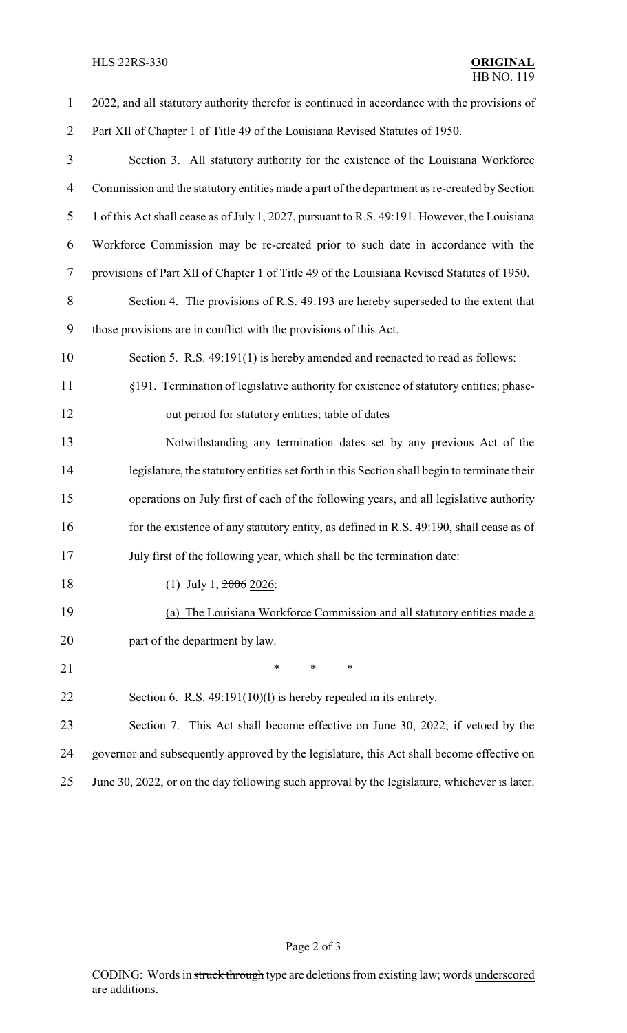2022, and all statutory authority therefor is continued in accordance with the provisions of Part XII of Chapter 1 of Title 49 of the Louisiana Revised Statutes of 1950.

Section 3. All statutory authority for the existence of the Louisiana Workforce Commission and the statutory entities made a part of the department as re-created by Section 1 of this Act shall cease as of July 1, 2027, pursuant to R.S. 49:191. However, the Louisiana Workforce Commission may be re-created prior to such date in accordance with the provisions of Part XII of Chapter 1 of Title 49 of the Louisiana Revised Statutes of 1950.

Section 4. The provisions of R.S. 49:193 are hereby superseded to the extent that those provisions are in conflict with the provisions of this Act.

Section 5. R.S. 49:191(1) is hereby amended and reenacted to read as follows:

§191. Termination of legislative authority for existence of statutory entities; phase-out period for statutory entities; table of dates

Notwithstanding any termination dates set by any previous Act of the legislature, the statutory entities set forth in this Section shall begin to terminate their operations on July first of each of the following years, and all legislative authority for the existence of any statutory entity, as defined in R.S. 49:190, shall cease as of July first of the following year, which shall be the termination date:

(1) July 1, ~~2006~~ <u>2026</u>:

<u>(a) The Louisiana Workforce Commission and all statutory entities made a part of the department by law.</u>

\* \* \*

Section 6. R.S. 49:191(10)(l) is hereby repealed in its entirety.

Section 7. This Act shall become effective on June 30, 2022; if vetoed by the governor and subsequently approved by the legislature, this Act shall become effective on June 30, 2022, or on the day following such approval by the legislature, whichever is later.

CODING: Words in ~~struck through~~ type are deletions from existing law; words <u>underscored</u> are additions.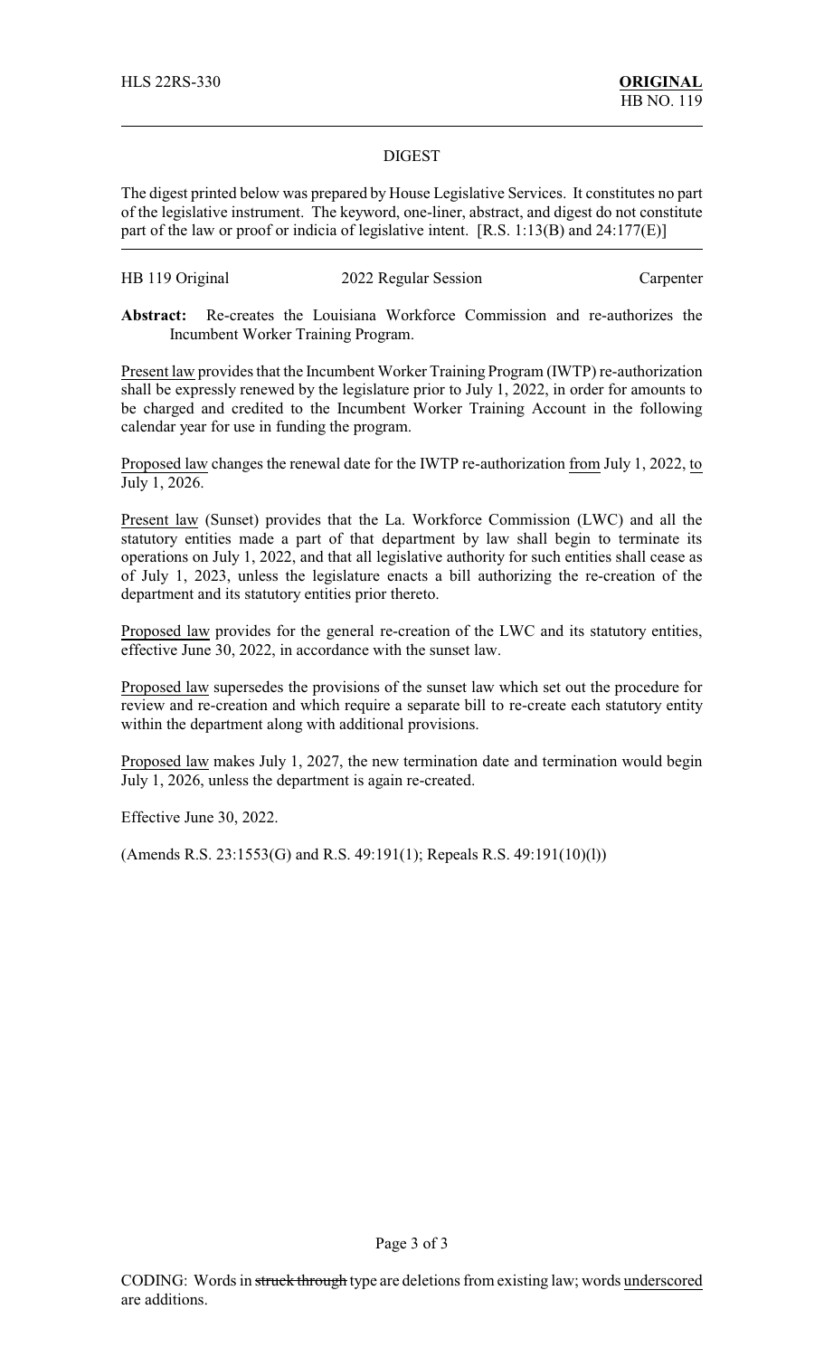HLS 22RS-330 **ORIGINAL**
HB NO. 119

DIGEST

The digest printed below was prepared by House Legislative Services. It constitutes no part of the legislative instrument. The keyword, one-liner, abstract, and digest do not constitute part of the law or proof or indicia of legislative intent. [R.S. 1:13(B) and 24:177(E)]

HB 119 Original 2022 Regular Session Carpenter

**Abstract:** Re-creates the Louisiana Workforce Commission and re-authorizes the Incumbent Worker Training Program.

Present law provides that the Incumbent Worker Training Program (IWTP) re-authorization shall be expressly renewed by the legislature prior to July 1, 2022, in order for amounts to be charged and credited to the Incumbent Worker Training Account in the following calendar year for use in funding the program.

Proposed law changes the renewal date for the IWTP re-authorization from July 1, 2022, to July 1, 2026.

Present law (Sunset) provides that the La. Workforce Commission (LWC) and all the statutory entities made a part of that department by law shall begin to terminate its operations on July 1, 2022, and that all legislative authority for such entities shall cease as of July 1, 2023, unless the legislature enacts a bill authorizing the re-creation of the department and its statutory entities prior thereto.

Proposed law provides for the general re-creation of the LWC and its statutory entities, effective June 30, 2022, in accordance with the sunset law.

Proposed law supersedes the provisions of the sunset law which set out the procedure for review and re-creation and which require a separate bill to re-create each statutory entity within the department along with additional provisions.

Proposed law makes July 1, 2027, the new termination date and termination would begin July 1, 2026, unless the department is again re-created.

Effective June 30, 2022.

(Amends R.S. 23:1553(G) and R.S. 49:191(1); Repeals R.S. 49:191(10)(l))

CODING: Words in ~~struck through~~ type are deletions from existing law; words underscored are additions.